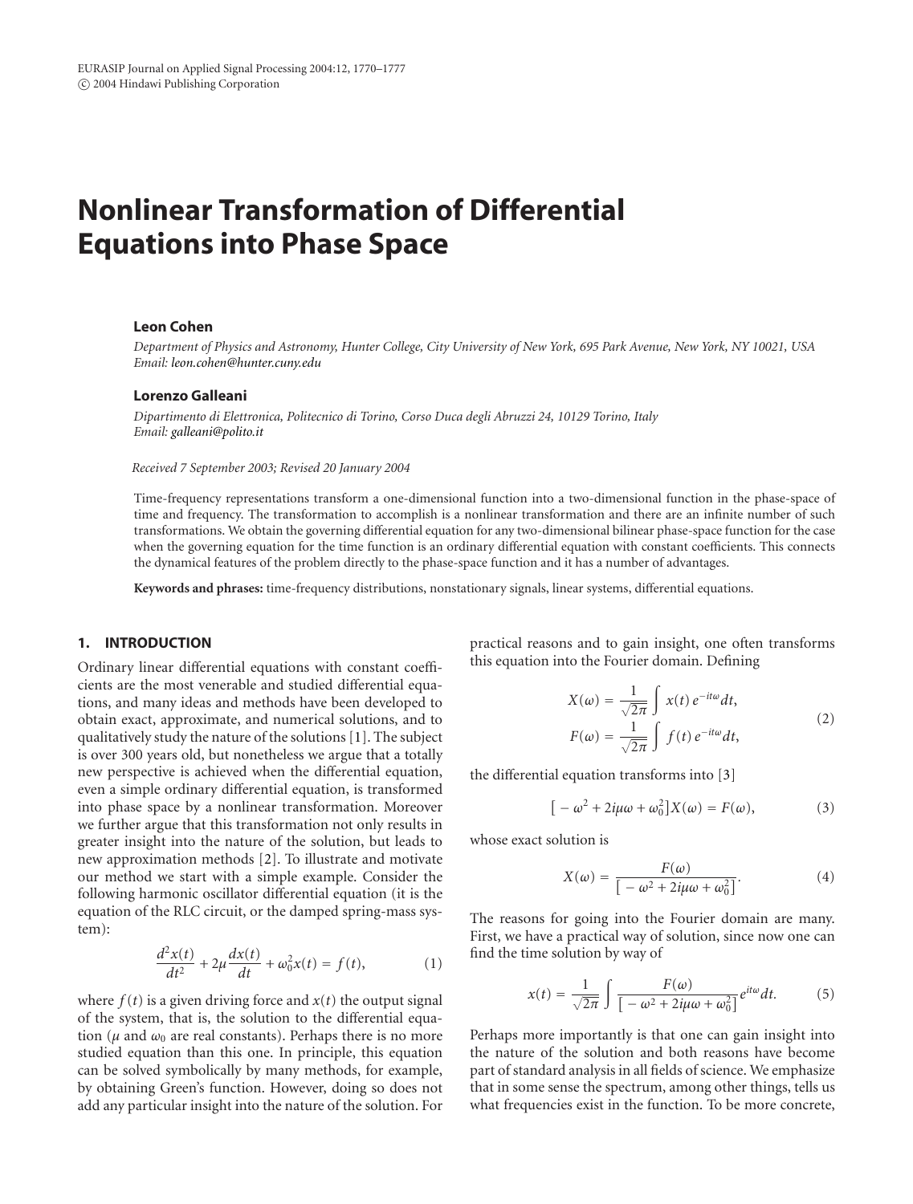# Nonlinear Transformation of Differential Equations into Phase Space

**Leon Cohen**

*Department of Physics and Astronomy, Hunter College, City University of New York, 695 Park Avenue, New York, NY 10021, USA*
*Email: leon.cohen@hunter.cuny.edu*

**Lorenzo Galleani**

*Dipartimento di Elettronica, Politecnico di Torino, Corso Duca degli Abruzzi 24, 10129 Torino, Italy*
*Email: galleani@polito.it*

*Received 7 September 2003; Revised 20 January 2004*

Time-frequency representations transform a one-dimensional function into a two-dimensional function in the phase-space of time and frequency. The transformation to accomplish is a nonlinear transformation and there are an infinite number of such transformations. We obtain the governing differential equation for any two-dimensional bilinear phase-space function for the case when the governing equation for the time function is an ordinary differential equation with constant coefficients. This connects the dynamical features of the problem directly to the phase-space function and it has a number of advantages.

**Keywords and phrases:** time-frequency distributions, nonstationary signals, linear systems, differential equations.

## 1. INTRODUCTION

Ordinary linear differential equations with constant coefficients are the most venerable and studied differential equations, and many ideas and methods have been developed to obtain exact, approximate, and numerical solutions, and to qualitatively study the nature of the solutions [1]. The subject is over 300 years old, but nonetheless we argue that a totally new perspective is achieved when the differential equation, even a simple ordinary differential equation, is transformed into phase space by a nonlinear transformation. Moreover we further argue that this transformation not only results in greater insight into the nature of the solution, but leads to new approximation methods [2]. To illustrate and motivate our method we start with a simple example. Consider the following harmonic oscillator differential equation (it is the equation of the RLC circuit, or the damped spring-mass system):

$$\frac{d^2x(t)}{dt^2} + 2\mu\frac{dx(t)}{dt} + \omega_0^2 x(t) = f(t), \tag{1}$$

where $f(t)$ is a given driving force and $x(t)$ the output signal of the system, that is, the solution to the differential equation ($\mu$ and $\omega_0$ are real constants). Perhaps there is no more studied equation than this one. In principle, this equation can be solved symbolically by many methods, for example, by obtaining Green's function. However, doing so does not add any particular insight into the nature of the solution. For practical reasons and to gain insight, one often transforms this equation into the Fourier domain. Defining

$$X(\omega) = \frac{1}{\sqrt{2\pi}}\int x(t)\,e^{-it\omega}dt,$$
$$F(\omega) = \frac{1}{\sqrt{2\pi}}\int f(t)\,e^{-it\omega}dt, \tag{2}$$

the differential equation transforms into [3]

$$\left[-\omega^2 + 2i\mu\omega + \omega_0^2\right]X(\omega) = F(\omega), \tag{3}$$

whose exact solution is

$$X(\omega) = \frac{F(\omega)}{\left[-\omega^2 + 2i\mu\omega + \omega_0^2\right]}. \tag{4}$$

The reasons for going into the Fourier domain are many. First, we have a practical way of solution, since now one can find the time solution by way of

$$x(t) = \frac{1}{\sqrt{2\pi}}\int \frac{F(\omega)}{\left[-\omega^2 + 2i\mu\omega + \omega_0^2\right]}e^{it\omega}dt. \tag{5}$$

Perhaps more importantly is that one can gain insight into the nature of the solution and both reasons have become part of standard analysis in all fields of science. We emphasize that in some sense the spectrum, among other things, tells us what frequencies exist in the function. To be more concrete,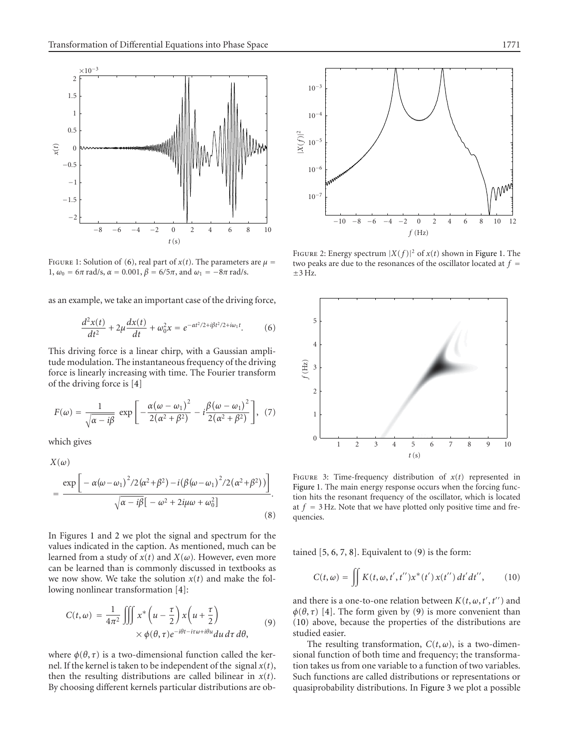Figure 1: Solution of (6), real part of $x(t)$. The parameters are $\mu = 1$, $\omega_0 = 6\pi$ rad/s, $\alpha = 0.001$, $\beta = 6/5\pi$, and $\omega_1 = -8\pi$ rad/s.

Figure 2: Energy spectrum $|X(f)|^2$ of $x(t)$ shown in Figure 1. The two peaks are due to the resonances of the oscillator located at $f = \pm 3$ Hz.

as an example, we take an important case of the driving force,

$$\frac{d^2x(t)}{dt^2} + 2\mu\frac{dx(t)}{dt} + \omega_0^2 x = e^{-\alpha t^2/2 + i\beta t^2/2 + i\omega_1 t}. \tag{6}$$

This driving force is a linear chirp, with a Gaussian amplitude modulation. The instantaneous frequency of the driving force is linearly increasing with time. The Fourier transform of the driving force is [4]

$$F(\omega) = \frac{1}{\sqrt{\alpha - i\beta}} \exp\left[-\frac{\alpha(\omega-\omega_1)^2}{2(\alpha^2+\beta^2)} - i\frac{\beta(\omega-\omega_1)^2}{2(\alpha^2+\beta^2)}\right], \tag{7}$$

which gives

$$X(\omega) = \frac{\exp\left[-\alpha(\omega-\omega_1)^2/2(\alpha^2+\beta^2) - i\left(\beta(\omega-\omega_1)^2/2(\alpha^2+\beta^2)\right)\right]}{\sqrt{\alpha - i\beta}\left[-\omega^2 + 2i\mu\omega + \omega_0^2\right]}. \tag{8}$$

In Figures 1 and 2 we plot the signal and spectrum for the values indicated in the caption. As mentioned, much can be learned from a study of $x(t)$ and $X(\omega)$. However, even more can be learned than is commonly discussed in textbooks as we now show. We take the solution $x(t)$ and make the following nonlinear transformation [4]:

$$C(t,\omega) = \frac{1}{4\pi^2}\iiint x^*\left(u - \frac{\tau}{2}\right)x\left(u + \frac{\tau}{2}\right) \times \phi(\theta,\tau)e^{-i\theta t - i\tau\omega + i\theta u}\,du\,d\tau\,d\theta, \tag{9}$$

where $\phi(\theta,\tau)$ is a two-dimensional function called the kernel. If the kernel is taken to be independent of the signal $x(t)$, then the resulting distributions are called bilinear in $x(t)$. By choosing different kernels particular distributions are obtained [5, 6, 7, 8]. Equivalent to (9) is the form:

$$C(t,\omega) = \iint K(t,\omega,t',t'')x^*(t')x(t'')\,dt'\,dt'', \tag{10}$$

and there is a one-to-one relation between $K(t,\omega,t',t'')$ and $\phi(\theta,\tau)$ [4]. The form given by (9) is more convenient than (10) above, because the properties of the distributions are studied easier.

The resulting transformation, $C(t,\omega)$, is a two-dimensional function of both time and frequency; the transformation takes us from one variable to a function of two variables. Such functions are called distributions or representations or quasiprobability distributions. In Figure 3 we plot a possible

Figure 3: Time-frequency distribution of $x(t)$ represented in Figure 1. The main energy response occurs when the forcing function hits the resonant frequency of the oscillator, which is located at $f = 3$ Hz. Note that we have plotted only positive time and frequencies.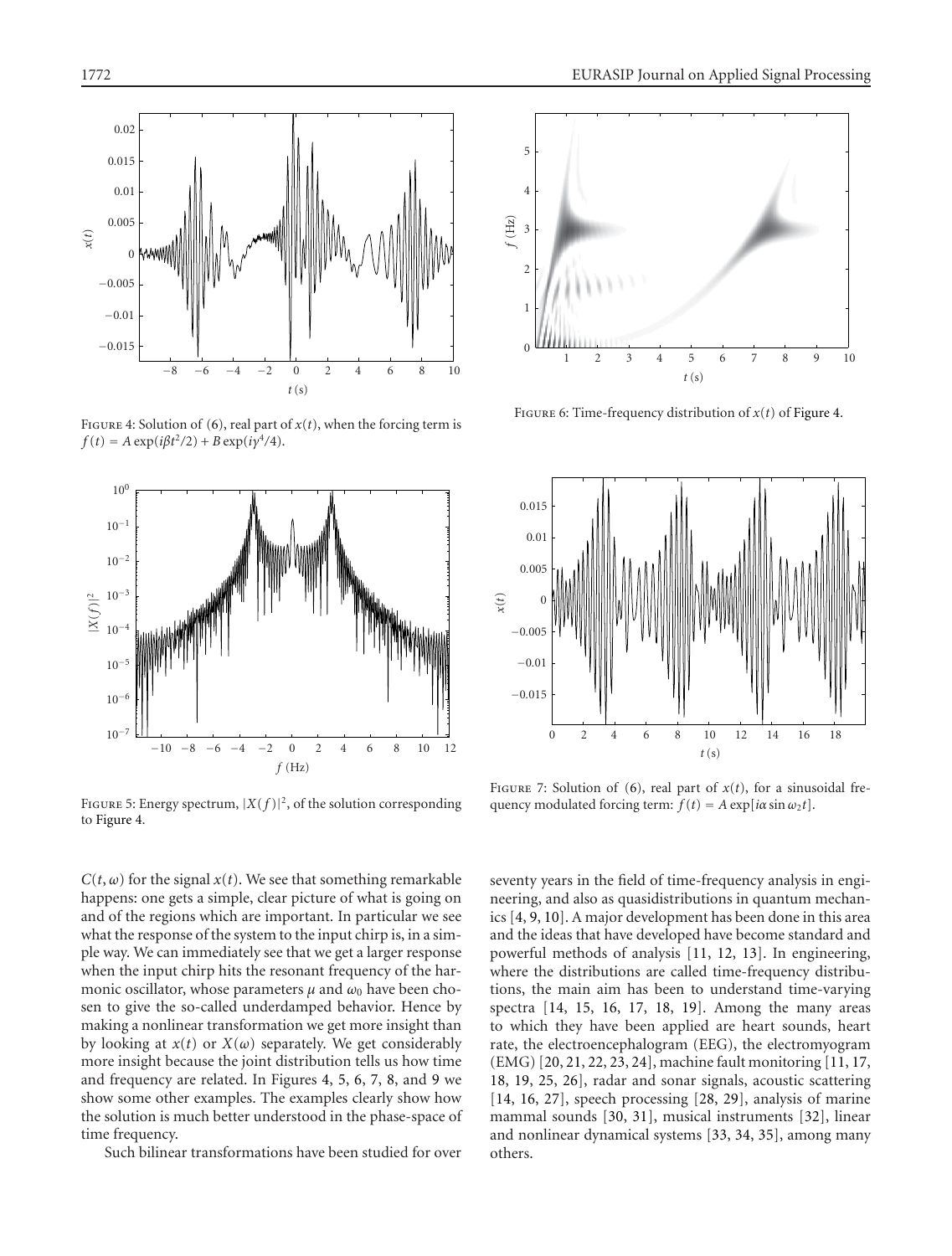Figure 4: Solution of (6), real part of $x(t)$, when the forcing term is $f(t) = A\exp(i\beta t^2/2) + B\exp(i\gamma^4/4)$.

Figure 5: Energy spectrum, $|X(f)|^2$, of the solution corresponding to Figure 4.

Figure 6: Time-frequency distribution of $x(t)$ of Figure 4.

Figure 7: Solution of (6), real part of $x(t)$, for a sinusoidal frequency modulated forcing term: $f(t) = A\exp[i\alpha\sin\omega_2 t]$.

$C(t,\omega)$ for the signal $x(t)$. We see that something remarkable happens: one gets a simple, clear picture of what is going on and of the regions which are important. In particular we see what the response of the system to the input chirp is, in a simple way. We can immediately see that we get a larger response when the input chirp hits the resonant frequency of the harmonic oscillator, whose parameters $\mu$ and $\omega_0$ have been chosen to give the so-called underdamped behavior. Hence by making a nonlinear transformation we get more insight than by looking at $x(t)$ or $X(\omega)$ separately. We get considerably more insight because the joint distribution tells us how time and frequency are related. In Figures 4, 5, 6, 7, 8, and 9 we show some other examples. The examples clearly show how the solution is much better understood in the phase-space of time frequency.

Such bilinear transformations have been studied for over seventy years in the field of time-frequency analysis in engineering, and also as quasidistributions in quantum mechanics [4, 9, 10]. A major development has been done in this area and the ideas that have developed have become standard and powerful methods of analysis [11, 12, 13]. In engineering, where the distributions are called time-frequency distributions, the main aim has been to understand time-varying spectra [14, 15, 16, 17, 18, 19]. Among the many areas to which they have been applied are heart sounds, heart rate, the electroencephalogram (EEG), the electromyogram (EMG) [20, 21, 22, 23, 24], machine fault monitoring [11, 17, 18, 19, 25, 26], radar and sonar signals, acoustic scattering [14, 16, 27], speech processing [28, 29], analysis of marine mammal sounds [30, 31], musical instruments [32], linear and nonlinear dynamical systems [33, 34, 35], among many others.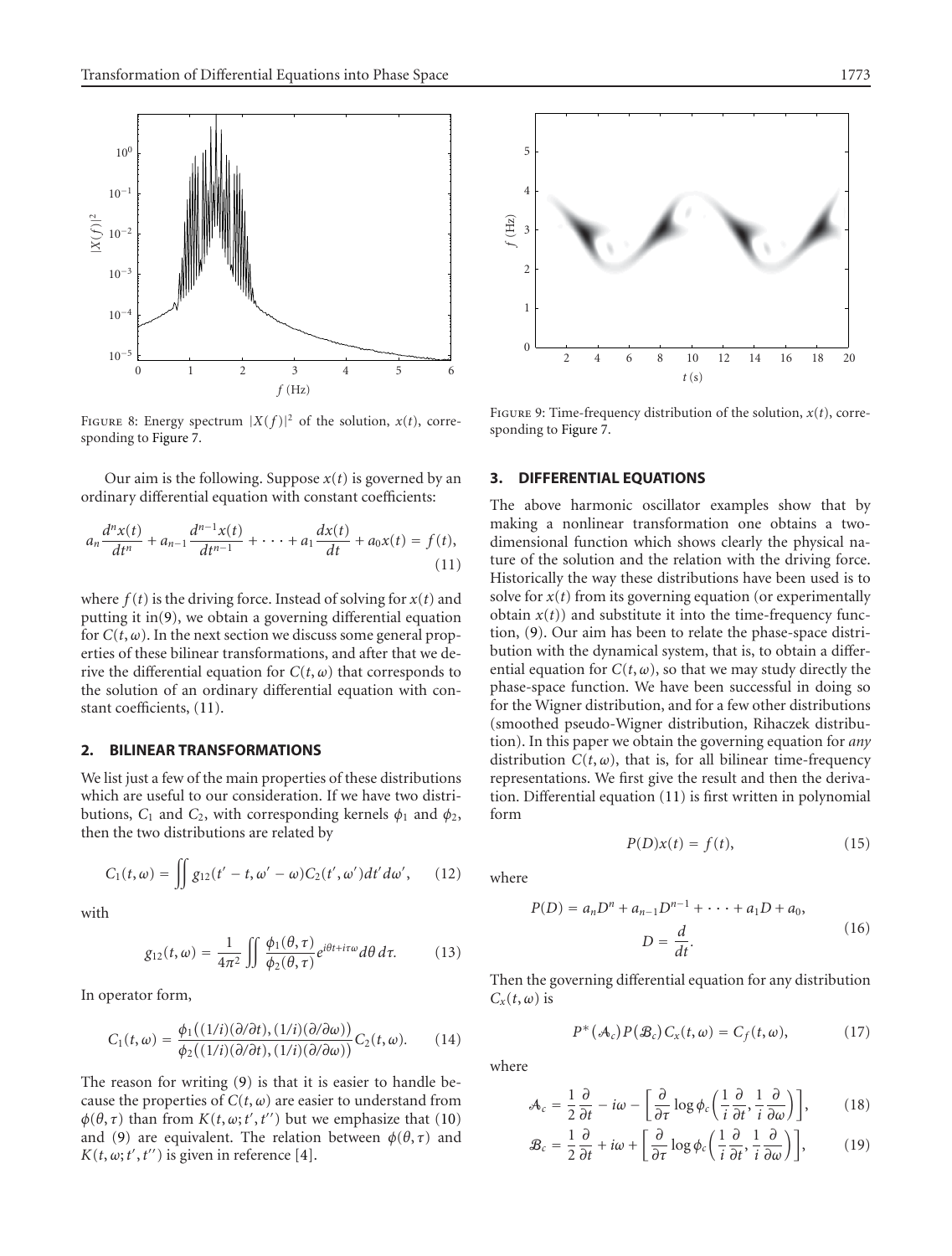Figure 8: Energy spectrum $|X(f)|^2$ of the solution, $x(t)$, corresponding to Figure 7.

Figure 9: Time-frequency distribution of the solution, $x(t)$, corresponding to Figure 7.

Our aim is the following. Suppose $x(t)$ is governed by an ordinary differential equation with constant coefficients:

$$a_n \frac{d^n x(t)}{dt^n} + a_{n-1} \frac{d^{n-1} x(t)}{dt^{n-1}} + \cdots + a_1 \frac{dx(t)}{dt} + a_0 x(t) = f(t), \tag{11}$$

where $f(t)$ is the driving force. Instead of solving for $x(t)$ and putting it in(9), we obtain a governing differential equation for $C(t, \omega)$. In the next section we discuss some general properties of these bilinear transformations, and after that we derive the differential equation for $C(t, \omega)$ that corresponds to the solution of an ordinary differential equation with constant coefficients, (11).

## 2. BILINEAR TRANSFORMATIONS

We list just a few of the main properties of these distributions which are useful to our consideration. If we have two distributions, $C_1$ and $C_2$, with corresponding kernels $\phi_1$ and $\phi_2$, then the two distributions are related by

$$C_1(t, \omega) = \iint g_{12}(t' - t, \omega' - \omega) C_2(t', \omega') dt' d\omega', \tag{12}$$

with

$$g_{12}(t, \omega) = \frac{1}{4\pi^2} \iint \frac{\phi_1(\theta, \tau)}{\phi_2(\theta, \tau)} e^{i\theta t + i\tau\omega} d\theta\, d\tau. \tag{13}$$

In operator form,

$$C_1(t, \omega) = \frac{\phi_1\big((1/i)(\partial/\partial t), (1/i)(\partial/\partial \omega)\big)}{\phi_2\big((1/i)(\partial/\partial t), (1/i)(\partial/\partial \omega)\big)} C_2(t, \omega). \tag{14}$$

The reason for writing (9) is that it is easier to handle because the properties of $C(t, \omega)$ are easier to understand from $\phi(\theta, \tau)$ than from $K(t, \omega; t', t'')$ but we emphasize that (10) and (9) are equivalent. The relation between $\phi(\theta, \tau)$ and $K(t, \omega; t', t'')$ is given in reference [4].

## 3. DIFFERENTIAL EQUATIONS

The above harmonic oscillator examples show that by making a nonlinear transformation one obtains a two-dimensional function which shows clearly the physical nature of the solution and the relation with the driving force. Historically the way these distributions have been used is to solve for $x(t)$ from its governing equation (or experimentally obtain $x(t)$) and substitute it into the time-frequency function, (9). Our aim has been to relate the phase-space distribution with the dynamical system, that is, to obtain a differential equation for $C(t, \omega)$, so that we may study directly the phase-space function. We have been successful in doing so for the Wigner distribution, and for a few other distributions (smoothed pseudo-Wigner distribution, Rihaczek distribution). In this paper we obtain the governing equation for *any* distribution $C(t, \omega)$, that is, for all bilinear time-frequency representations. We first give the result and then the derivation. Differential equation (11) is first written in polynomial form

$$P(D) x(t) = f(t), \tag{15}$$

where

$$P(D) = a_n D^n + a_{n-1} D^{n-1} + \cdots + a_1 D + a_0, \qquad D = \frac{d}{dt}. \tag{16}$$

Then the governing differential equation for any distribution $C_x(t, \omega)$ is

$$P^*(\mathcal{A}_c) P(\mathcal{B}_c) C_x(t, \omega) = C_f(t, \omega), \tag{17}$$

where

$$\mathcal{A}_c = \frac{1}{2}\frac{\partial}{\partial t} - i\omega - \left[\frac{\partial}{\partial \tau} \log \phi_c \left(\frac{1}{i}\frac{\partial}{\partial t}, \frac{1}{i}\frac{\partial}{\partial \omega}\right)\right], \tag{18}$$

$$\mathcal{B}_c = \frac{1}{2}\frac{\partial}{\partial t} + i\omega + \left[\frac{\partial}{\partial \tau} \log \phi_c \left(\frac{1}{i}\frac{\partial}{\partial t}, \frac{1}{i}\frac{\partial}{\partial \omega}\right)\right], \tag{19}$$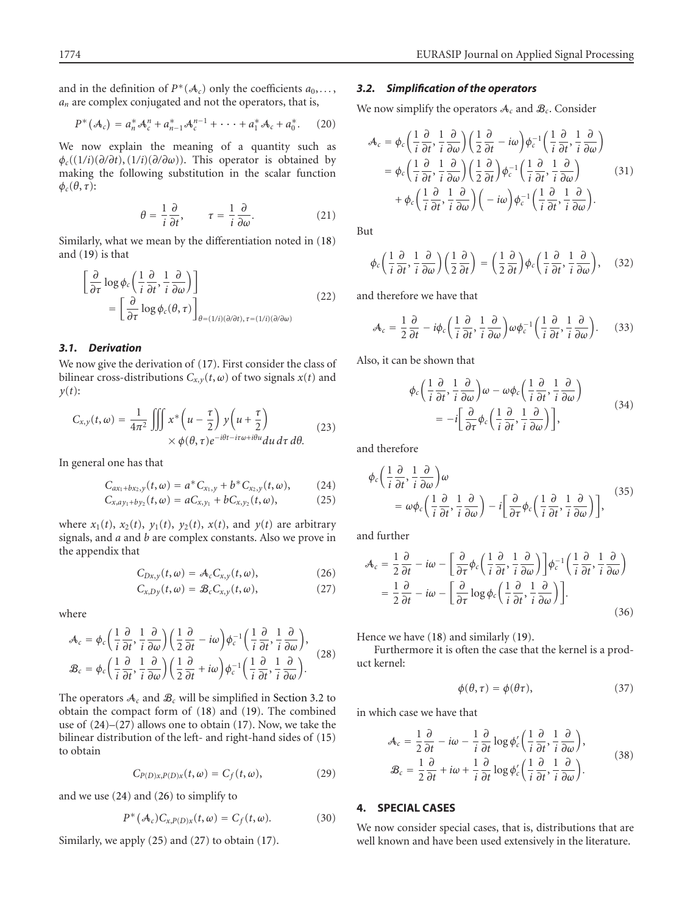and in the definition of $P^*(\mathcal{A}_c)$ only the coefficients $a_0, \ldots, a_n$ are complex conjugated and not the operators, that is,

$$P^*(\mathcal{A}_c) = a_n^* \mathcal{A}_c^n + a_{n-1}^* \mathcal{A}_c^{n-1} + \cdots + a_1^* \mathcal{A}_c + a_0^*. \tag{20}$$

We now explain the meaning of a quantity such as $\phi_c((1/i)(\partial/\partial t), (1/i)(\partial/\partial\omega))$. This operator is obtained by making the following substitution in the scalar function $\phi_c(\theta, \tau)$:

$$\theta = \frac{1}{i}\frac{\partial}{\partial t}, \qquad \tau = \frac{1}{i}\frac{\partial}{\partial \omega}. \tag{21}$$

Similarly, what we mean by the differentiation noted in (18) and (19) is that

$$\begin{aligned} &\left[\frac{\partial}{\partial \tau}\log \phi_c\left(\frac{1}{i}\frac{\partial}{\partial t}, \frac{1}{i}\frac{\partial}{\partial \omega}\right)\right] \\ &\quad = \left[\frac{\partial}{\partial \tau}\log \phi_c(\theta, \tau)\right]_{\theta=(1/i)(\partial/\partial t),\, \tau=(1/i)(\partial/\partial\omega)} \end{aligned} \tag{22}$$

### 3.1. Derivation

We now give the derivation of (17). First consider the class of bilinear cross-distributions $C_{x,y}(t,\omega)$ of two signals $x(t)$ and $y(t)$:

$$\begin{aligned} C_{x,y}(t,\omega) = \frac{1}{4\pi^2}\iiint & x^*\left(u - \frac{\tau}{2}\right) y\left(u + \frac{\tau}{2}\right) \\ & \times \phi(\theta,\tau) e^{-i\theta t - i\tau\omega + i\theta u} du\, d\tau\, d\theta. \end{aligned} \tag{23}$$

In general one has that

$$C_{ax_1+bx_2,y}(t,\omega) = a^* C_{x_1,y} + b^* C_{x_2,y}(t,\omega), \tag{24}$$

$$C_{x,ay_1+by_2}(t,\omega) = a C_{x,y_1} + b C_{x,y_2}(t,\omega), \tag{25}$$

where $x_1(t)$, $x_2(t)$, $y_1(t)$, $y_2(t)$, $x(t)$, and $y(t)$ are arbitrary signals, and $a$ and $b$ are complex constants. Also we prove in the appendix that

$$C_{Dx,y}(t,\omega) = \mathcal{A}_c C_{x,y}(t,\omega), \tag{26}$$

$$C_{x,Dy}(t,\omega) = \mathcal{B}_c C_{x,y}(t,\omega), \tag{27}$$

where

$$\begin{aligned} \mathcal{A}_c &= \phi_c\left(\frac{1}{i}\frac{\partial}{\partial t}, \frac{1}{i}\frac{\partial}{\partial \omega}\right)\left(\frac{1}{2}\frac{\partial}{\partial t} - i\omega\right)\phi_c^{-1}\left(\frac{1}{i}\frac{\partial}{\partial t}, \frac{1}{i}\frac{\partial}{\partial \omega}\right), \\ \mathcal{B}_c &= \phi_c\left(\frac{1}{i}\frac{\partial}{\partial t}, \frac{1}{i}\frac{\partial}{\partial \omega}\right)\left(\frac{1}{2}\frac{\partial}{\partial t} + i\omega\right)\phi_c^{-1}\left(\frac{1}{i}\frac{\partial}{\partial t}, \frac{1}{i}\frac{\partial}{\partial \omega}\right). \end{aligned} \tag{28}$$

The operators $\mathcal{A}_c$ and $\mathcal{B}_c$ will be simplified in Section 3.2 to obtain the compact form of (18) and (19). The combined use of (24)–(27) allows one to obtain (17). Now, we take the bilinear distribution of the left- and right-hand sides of (15) to obtain

$$C_{P(D)x,P(D)x}(t,\omega) = C_f(t,\omega), \tag{29}$$

and we use (24) and (26) to simplify to

$$P^*(\mathcal{A}_c) C_{x,P(D)x}(t,\omega) = C_f(t,\omega). \tag{30}$$

Similarly, we apply (25) and (27) to obtain (17).

### 3.2. Simplification of the operators

We now simplify the operators $\mathcal{A}_c$ and $\mathcal{B}_c$. Consider

$$\begin{aligned} \mathcal{A}_c &= \phi_c\left(\frac{1}{i}\frac{\partial}{\partial t}, \frac{1}{i}\frac{\partial}{\partial \omega}\right)\left(\frac{1}{2}\frac{\partial}{\partial t} - i\omega\right)\phi_c^{-1}\left(\frac{1}{i}\frac{\partial}{\partial t}, \frac{1}{i}\frac{\partial}{\partial \omega}\right) \\ &= \phi_c\left(\frac{1}{i}\frac{\partial}{\partial t}, \frac{1}{i}\frac{\partial}{\partial \omega}\right)\left(\frac{1}{2}\frac{\partial}{\partial t}\right)\phi_c^{-1}\left(\frac{1}{i}\frac{\partial}{\partial t}, \frac{1}{i}\frac{\partial}{\partial \omega}\right) \\ &\quad + \phi_c\left(\frac{1}{i}\frac{\partial}{\partial t}, \frac{1}{i}\frac{\partial}{\partial \omega}\right)\left(-i\omega\right)\phi_c^{-1}\left(\frac{1}{i}\frac{\partial}{\partial t}, \frac{1}{i}\frac{\partial}{\partial \omega}\right). \end{aligned} \tag{31}$$

But

$$\phi_c\left(\frac{1}{i}\frac{\partial}{\partial t}, \frac{1}{i}\frac{\partial}{\partial \omega}\right)\left(\frac{1}{2}\frac{\partial}{\partial t}\right) = \left(\frac{1}{2}\frac{\partial}{\partial t}\right)\phi_c\left(\frac{1}{i}\frac{\partial}{\partial t}, \frac{1}{i}\frac{\partial}{\partial \omega}\right), \tag{32}$$

and therefore we have that

$$\mathcal{A}_c = \frac{1}{2}\frac{\partial}{\partial t} - i\phi_c\left(\frac{1}{i}\frac{\partial}{\partial t}, \frac{1}{i}\frac{\partial}{\partial \omega}\right)\omega\phi_c^{-1}\left(\frac{1}{i}\frac{\partial}{\partial t}, \frac{1}{i}\frac{\partial}{\partial \omega}\right). \tag{33}$$

Also, it can be shown that

$$\begin{aligned} &\phi_c\left(\frac{1}{i}\frac{\partial}{\partial t}, \frac{1}{i}\frac{\partial}{\partial \omega}\right)\omega - \omega\phi_c\left(\frac{1}{i}\frac{\partial}{\partial t}, \frac{1}{i}\frac{\partial}{\partial \omega}\right) \\ &\quad = -i\left[\frac{\partial}{\partial \tau}\phi_c\left(\frac{1}{i}\frac{\partial}{\partial t}, \frac{1}{i}\frac{\partial}{\partial \omega}\right)\right], \end{aligned} \tag{34}$$

and therefore

$$\begin{aligned} &\phi_c\left(\frac{1}{i}\frac{\partial}{\partial t}, \frac{1}{i}\frac{\partial}{\partial \omega}\right)\omega \\ &\quad = \omega\phi_c\left(\frac{1}{i}\frac{\partial}{\partial t}, \frac{1}{i}\frac{\partial}{\partial \omega}\right) - i\left[\frac{\partial}{\partial \tau}\phi_c\left(\frac{1}{i}\frac{\partial}{\partial t}, \frac{1}{i}\frac{\partial}{\partial \omega}\right)\right], \end{aligned} \tag{35}$$

and further

$$\begin{aligned} \mathcal{A}_c &= \frac{1}{2}\frac{\partial}{\partial t} - i\omega - \left[\frac{\partial}{\partial \tau}\phi_c\left(\frac{1}{i}\frac{\partial}{\partial t}, \frac{1}{i}\frac{\partial}{\partial \omega}\right)\right]\phi_c^{-1}\left(\frac{1}{i}\frac{\partial}{\partial t}, \frac{1}{i}\frac{\partial}{\partial \omega}\right) \\ &= \frac{1}{2}\frac{\partial}{\partial t} - i\omega - \left[\frac{\partial}{\partial \tau}\log\phi_c\left(\frac{1}{i}\frac{\partial}{\partial t}, \frac{1}{i}\frac{\partial}{\partial \omega}\right)\right]. \end{aligned} \tag{36}$$

Hence we have (18) and similarly (19).

Furthermore it is often the case that the kernel is a product kernel:

$$\phi(\theta,\tau) = \phi(\theta\tau), \tag{37}$$

in which case we have that

$$\begin{aligned} \mathcal{A}_c &= \frac{1}{2}\frac{\partial}{\partial t} - i\omega - \frac{1}{i}\frac{\partial}{\partial t}\log\phi_c'\left(\frac{1}{i}\frac{\partial}{\partial t}, \frac{1}{i}\frac{\partial}{\partial \omega}\right), \\ \mathcal{B}_c &= \frac{1}{2}\frac{\partial}{\partial t} + i\omega + \frac{1}{i}\frac{\partial}{\partial t}\log\phi_c'\left(\frac{1}{i}\frac{\partial}{\partial t}, \frac{1}{i}\frac{\partial}{\partial \omega}\right). \end{aligned} \tag{38}$$

## 4. SPECIAL CASES

We now consider special cases, that is, distributions that are well known and have been used extensively in the literature.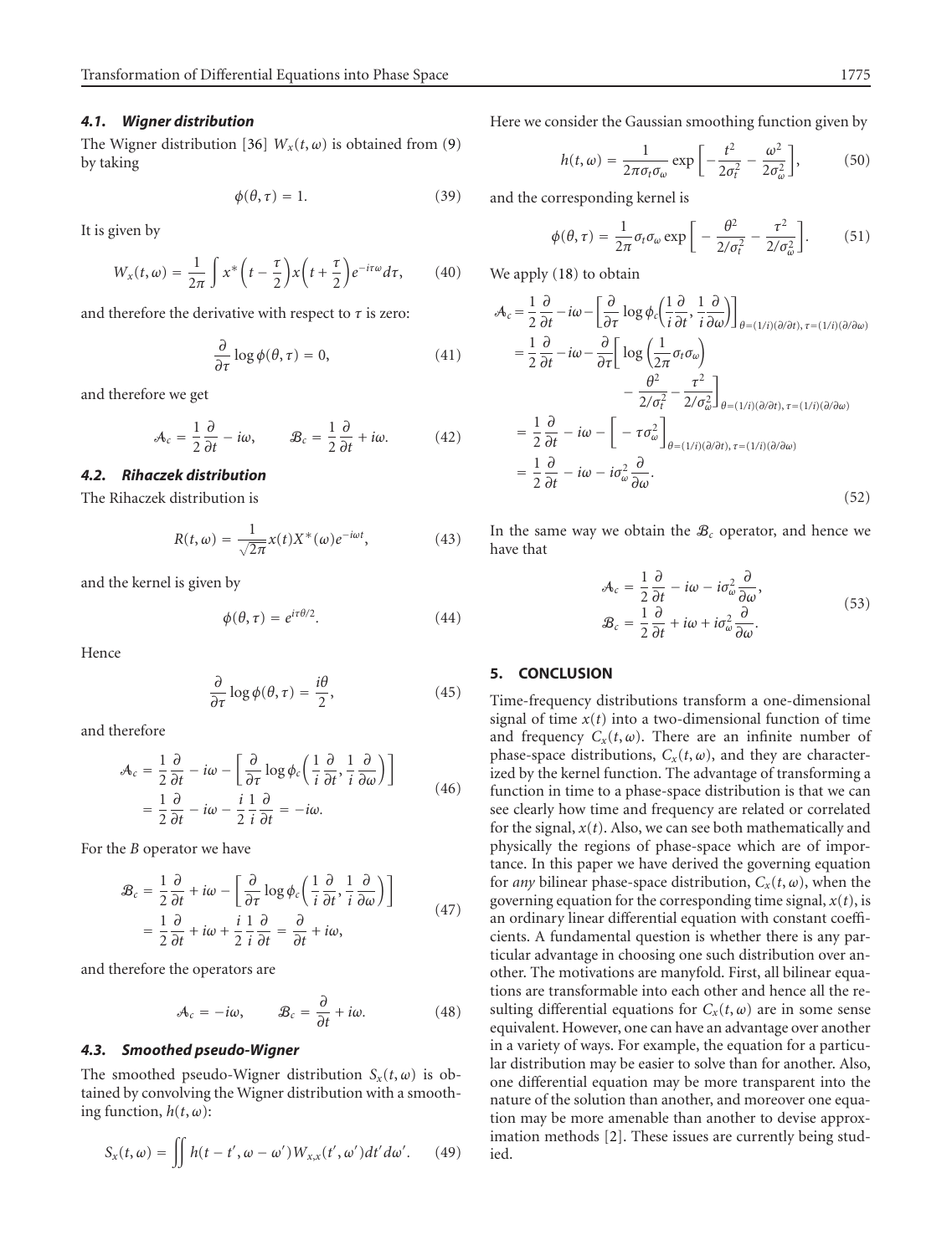### 4.1. Wigner distribution

The Wigner distribution [36] $W_x(t,\omega)$ is obtained from (9) by taking

$$\phi(\theta,\tau) = 1. \tag{39}$$

It is given by

$$W_x(t,\omega) = \frac{1}{2\pi}\int x^*\left(t-\frac{\tau}{2}\right)x\left(t+\frac{\tau}{2}\right)e^{-i\tau\omega}d\tau, \tag{40}$$

and therefore the derivative with respect to $\tau$ is zero:

$$\frac{\partial}{\partial\tau}\log\phi(\theta,\tau) = 0, \tag{41}$$

and therefore we get

$$\mathcal{A}_c = \frac{1}{2}\frac{\partial}{\partial t} - i\omega, \qquad \mathcal{B}_c = \frac{1}{2}\frac{\partial}{\partial t} + i\omega. \tag{42}$$

### 4.2. Rihaczek distribution

The Rihaczek distribution is

$$R(t,\omega) = \frac{1}{\sqrt{2\pi}}x(t)X^*(\omega)e^{-i\omega t}, \tag{43}$$

and the kernel is given by

$$\phi(\theta,\tau) = e^{i\tau\theta/2}. \tag{44}$$

Hence

$$\frac{\partial}{\partial\tau}\log\phi(\theta,\tau) = \frac{i\theta}{2}, \tag{45}$$

and therefore

$$\begin{aligned}\mathcal{A}_c &= \frac{1}{2}\frac{\partial}{\partial t} - i\omega - \left[\frac{\partial}{\partial\tau}\log\phi_c\left(\frac{1}{i}\frac{\partial}{\partial t},\frac{1}{i}\frac{\partial}{\partial\omega}\right)\right]\\ &= \frac{1}{2}\frac{\partial}{\partial t} - i\omega - \frac{i}{2}\frac{1}{i}\frac{\partial}{\partial t} = -i\omega.\end{aligned} \tag{46}$$

For the $B$ operator we have

$$\begin{aligned}\mathcal{B}_c &= \frac{1}{2}\frac{\partial}{\partial t} + i\omega - \left[\frac{\partial}{\partial\tau}\log\phi_c\left(\frac{1}{i}\frac{\partial}{\partial t},\frac{1}{i}\frac{\partial}{\partial\omega}\right)\right]\\ &= \frac{1}{2}\frac{\partial}{\partial t} + i\omega + \frac{i}{2}\frac{1}{i}\frac{\partial}{\partial t} = \frac{\partial}{\partial t} + i\omega,\end{aligned} \tag{47}$$

and therefore the operators are

$$\mathcal{A}_c = -i\omega, \qquad \mathcal{B}_c = \frac{\partial}{\partial t} + i\omega. \tag{48}$$

### 4.3. Smoothed pseudo-Wigner

The smoothed pseudo-Wigner distribution $S_x(t,\omega)$ is obtained by convolving the Wigner distribution with a smoothing function, $h(t,\omega)$:

$$S_x(t,\omega) = \iint h(t-t',\omega-\omega')W_{x,x}(t',\omega')dt'd\omega'. \tag{49}$$

Here we consider the Gaussian smoothing function given by

$$h(t,\omega) = \frac{1}{2\pi\sigma_t\sigma_\omega}\exp\left[-\frac{t^2}{2\sigma_t^2} - \frac{\omega^2}{2\sigma_\omega^2}\right], \tag{50}$$

and the corresponding kernel is

$$\phi(\theta,\tau) = \frac{1}{2\pi}\sigma_t\sigma_\omega\exp\left[-\frac{\theta^2}{2/\sigma_t^2} - \frac{\tau^2}{2/\sigma_\omega^2}\right]. \tag{51}$$

We apply (18) to obtain

$$\begin{aligned}\mathcal{A}_c &= \frac{1}{2}\frac{\partial}{\partial t} - i\omega - \left[\frac{\partial}{\partial\tau}\log\phi_c\left(\frac{1}{i}\frac{\partial}{\partial t},\frac{1}{i}\frac{\partial}{\partial\omega}\right)\right]_{\theta=(1/i)(\partial/\partial t),\,\tau=(1/i)(\partial/\partial\omega)}\\ &= \frac{1}{2}\frac{\partial}{\partial t} - i\omega - \frac{\partial}{\partial\tau}\left[\log\left(\frac{1}{2\pi}\sigma_t\sigma_\omega\right) - \frac{\theta^2}{2/\sigma_t^2} - \frac{\tau^2}{2/\sigma_\omega^2}\right]_{\theta=(1/i)(\partial/\partial t),\,\tau=(1/i)(\partial/\partial\omega)}\\ &= \frac{1}{2}\frac{\partial}{\partial t} - i\omega - \left[-\tau\sigma_\omega^2\right]_{\theta=(1/i)(\partial/\partial t),\,\tau=(1/i)(\partial/\partial\omega)}\\ &= \frac{1}{2}\frac{\partial}{\partial t} - i\omega - i\sigma_\omega^2\frac{\partial}{\partial\omega}.\end{aligned} \tag{52}$$

In the same way we obtain the $\mathcal{B}_c$ operator, and hence we have that

$$\begin{aligned}\mathcal{A}_c &= \frac{1}{2}\frac{\partial}{\partial t} - i\omega - i\sigma_\omega^2\frac{\partial}{\partial\omega},\\ \mathcal{B}_c &= \frac{1}{2}\frac{\partial}{\partial t} + i\omega + i\sigma_\omega^2\frac{\partial}{\partial\omega}.\end{aligned} \tag{53}$$

## 5. CONCLUSION

Time-frequency distributions transform a one-dimensional signal of time $x(t)$ into a two-dimensional function of time and frequency $C_x(t,\omega)$. There are an infinite number of phase-space distributions, $C_x(t,\omega)$, and they are characterized by the kernel function. The advantage of transforming a function in time to a phase-space distribution is that we can see clearly how time and frequency are related or correlated for the signal, $x(t)$. Also, we can see both mathematically and physically the regions of phase-space which are of importance. In this paper we have derived the governing equation for *any* bilinear phase-space distribution, $C_x(t,\omega)$, when the governing equation for the corresponding time signal, $x(t)$, is an ordinary linear differential equation with constant coefficients. A fundamental question is whether there is any particular advantage in choosing one such distribution over another. The motivations are manyfold. First, all bilinear equations are transformable into each other and hence all the resulting differential equations for $C_x(t,\omega)$ are in some sense equivalent. However, one can have an advantage over another in a variety of ways. For example, the equation for a particular distribution may be easier to solve than for another. Also, one differential equation may be more transparent into the nature of the solution than another, and moreover one equation may be more amenable than another to devise approximation methods [2]. These issues are currently being studied.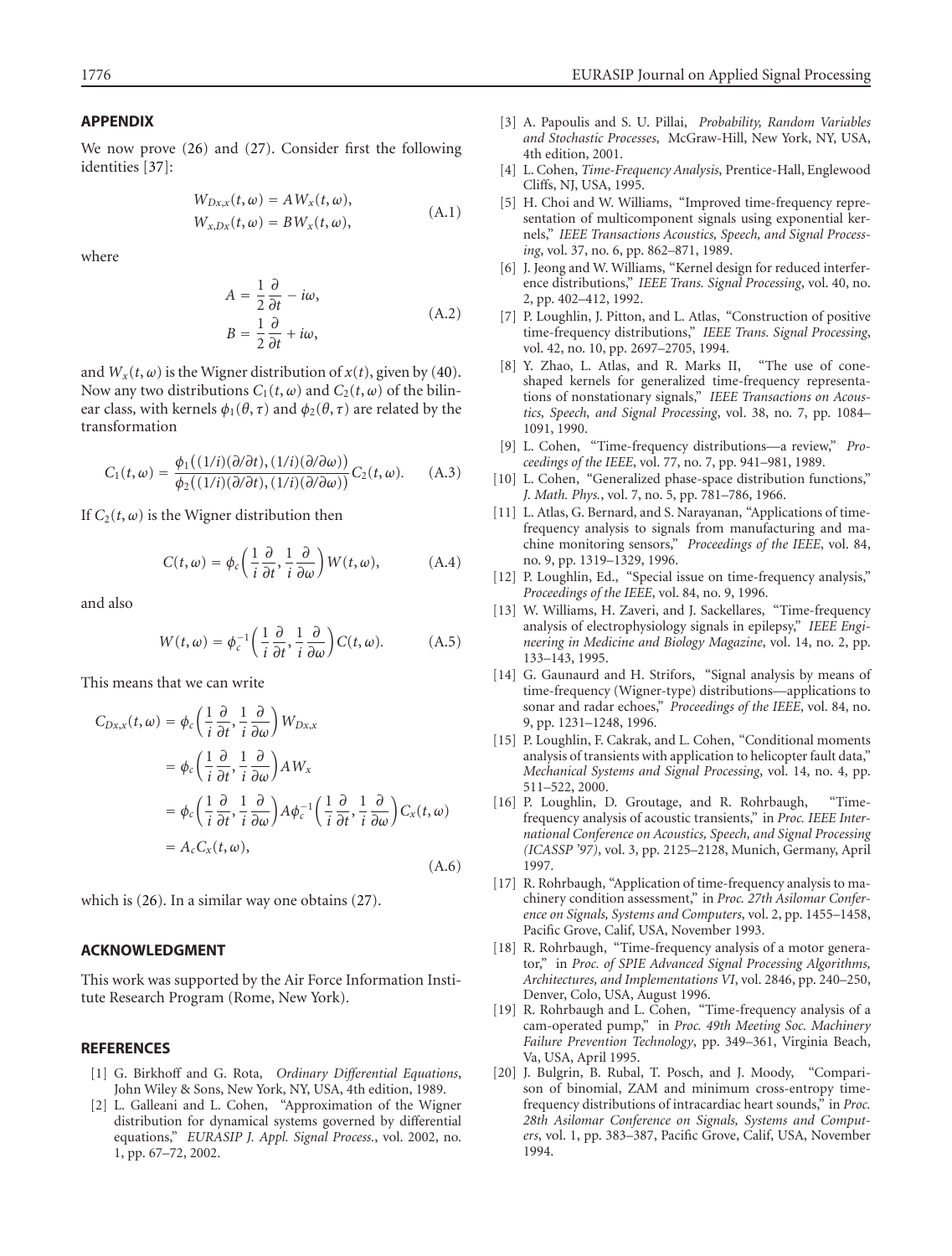## APPENDIX

We now prove (26) and (27). Consider first the following identities [37]:

$$W_{Dx,x}(t,\omega) = AW_x(t,\omega),$$
$$W_{x,Dx}(t,\omega) = BW_x(t,\omega), \tag{A.1}$$

where

$$A = \frac{1}{2}\frac{\partial}{\partial t} - i\omega,$$
$$B = \frac{1}{2}\frac{\partial}{\partial t} + i\omega, \tag{A.2}$$

and $W_x(t,\omega)$ is the Wigner distribution of $x(t)$, given by (40). Now any two distributions $C_1(t,\omega)$ and $C_2(t,\omega)$ of the bilinear class, with kernels $\phi_1(\theta,\tau)$ and $\phi_2(\theta,\tau)$ are related by the transformation

$$C_1(t,\omega) = \frac{\phi_1\big((1/i)(\partial/\partial t),(1/i)(\partial/\partial\omega)\big)}{\phi_2\big((1/i)(\partial/\partial t),(1/i)(\partial/\partial\omega)\big)}C_2(t,\omega). \tag{A.3}$$

If $C_2(t,\omega)$ is the Wigner distribution then

$$C(t,\omega) = \phi_c\left(\frac{1}{i}\frac{\partial}{\partial t},\frac{1}{i}\frac{\partial}{\partial\omega}\right)W(t,\omega), \tag{A.4}$$

and also

$$W(t,\omega) = \phi_c^{-1}\left(\frac{1}{i}\frac{\partial}{\partial t},\frac{1}{i}\frac{\partial}{\partial\omega}\right)C(t,\omega). \tag{A.5}$$

This means that we can write

$$\begin{aligned}
C_{Dx,x}(t,\omega) &= \phi_c\left(\frac{1}{i}\frac{\partial}{\partial t},\frac{1}{i}\frac{\partial}{\partial\omega}\right)W_{Dx,x} \\
&= \phi_c\left(\frac{1}{i}\frac{\partial}{\partial t},\frac{1}{i}\frac{\partial}{\partial\omega}\right)AW_x \\
&= \phi_c\left(\frac{1}{i}\frac{\partial}{\partial t},\frac{1}{i}\frac{\partial}{\partial\omega}\right)A\phi_c^{-1}\left(\frac{1}{i}\frac{\partial}{\partial t},\frac{1}{i}\frac{\partial}{\partial\omega}\right)C_x(t,\omega) \\
&= A_cC_x(t,\omega),
\end{aligned} \tag{A.6}$$

which is (26). In a similar way one obtains (27).

## ACKNOWLEDGMENT

This work was supported by the Air Force Information Institute Research Program (Rome, New York).

## REFERENCES

[1] G. Birkhoff and G. Rota, *Ordinary Differential Equations*, John Wiley & Sons, New York, NY, USA, 4th edition, 1989.

[2] L. Galleani and L. Cohen, "Approximation of the Wigner distribution for dynamical systems governed by differential equations," *EURASIP J. Appl. Signal Process.*, vol. 2002, no. 1, pp. 67–72, 2002.

[3] A. Papoulis and S. U. Pillai, *Probability, Random Variables and Stochastic Processes*, McGraw-Hill, New York, NY, USA, 4th edition, 2001.

[4] L. Cohen, *Time-Frequency Analysis*, Prentice-Hall, Englewood Cliffs, NJ, USA, 1995.

[5] H. Choi and W. Williams, "Improved time-frequency representation of multicomponent signals using exponential kernels," *IEEE Transactions Acoustics, Speech, and Signal Processing*, vol. 37, no. 6, pp. 862–871, 1989.

[6] J. Jeong and W. Williams, "Kernel design for reduced interference distributions," *IEEE Trans. Signal Processing*, vol. 40, no. 2, pp. 402–412, 1992.

[7] P. Loughlin, J. Pitton, and L. Atlas, "Construction of positive time-frequency distributions," *IEEE Trans. Signal Processing*, vol. 42, no. 10, pp. 2697–2705, 1994.

[8] Y. Zhao, L. Atlas, and R. Marks II, "The use of cone-shaped kernels for generalized time-frequency representations of nonstationary signals," *IEEE Transactions on Acoustics, Speech, and Signal Processing*, vol. 38, no. 7, pp. 1084–1091, 1990.

[9] L. Cohen, "Time-frequency distributions—a review," *Proceedings of the IEEE*, vol. 77, no. 7, pp. 941–981, 1989.

[10] L. Cohen, "Generalized phase-space distribution functions," *J. Math. Phys.*, vol. 7, no. 5, pp. 781–786, 1966.

[11] L. Atlas, G. Bernard, and S. Narayanan, "Applications of time-frequency analysis to signals from manufacturing and machine monitoring sensors," *Proceedings of the IEEE*, vol. 84, no. 9, pp. 1319–1329, 1996.

[12] P. Loughlin, Ed., "Special issue on time-frequency analysis," *Proceedings of the IEEE*, vol. 84, no. 9, 1996.

[13] W. Williams, H. Zaveri, and J. Sackellares, "Time-frequency analysis of electrophysiology signals in epilepsy," *IEEE Engineering in Medicine and Biology Magazine*, vol. 14, no. 2, pp. 133–143, 1995.

[14] G. Gaunaurd and H. Strifors, "Signal analysis by means of time-frequency (Wigner-type) distributions—applications to sonar and radar echoes," *Proceedings of the IEEE*, vol. 84, no. 9, pp. 1231–1248, 1996.

[15] P. Loughlin, F. Cakrak, and L. Cohen, "Conditional moments analysis of transients with application to helicopter fault data," *Mechanical Systems and Signal Processing*, vol. 14, no. 4, pp. 511–522, 2000.

[16] P. Loughlin, D. Groutage, and R. Rohrbaugh, "Time-frequency analysis of acoustic transients," in *Proc. IEEE International Conference on Acoustics, Speech, and Signal Processing (ICASSP '97)*, vol. 3, pp. 2125–2128, Munich, Germany, April 1997.

[17] R. Rohrbaugh, "Application of time-frequency analysis to machinery condition assessment," in *Proc. 27th Asilomar Conference on Signals, Systems and Computers*, vol. 2, pp. 1455–1458, Pacific Grove, Calif, USA, November 1993.

[18] R. Rohrbaugh, "Time-frequency analysis of a motor generator," in *Proc. of SPIE Advanced Signal Processing Algorithms, Architectures, and Implementations VI*, vol. 2846, pp. 240–250, Denver, Colo, USA, August 1996.

[19] R. Rohrbaugh and L. Cohen, "Time-frequency analysis of a cam-operated pump," in *Proc. 49th Meeting Soc. Machinery Failure Prevention Technology*, pp. 349–361, Virginia Beach, Va, USA, April 1995.

[20] J. Bulgrin, B. Rubal, T. Posch, and J. Moody, "Comparison of binomial, ZAM and minimum cross-entropy time-frequency distributions of intracardiac heart sounds," in *Proc. 28th Asilomar Conference on Signals, Systems and Computers*, vol. 1, pp. 383–387, Pacific Grove, Calif, USA, November 1994.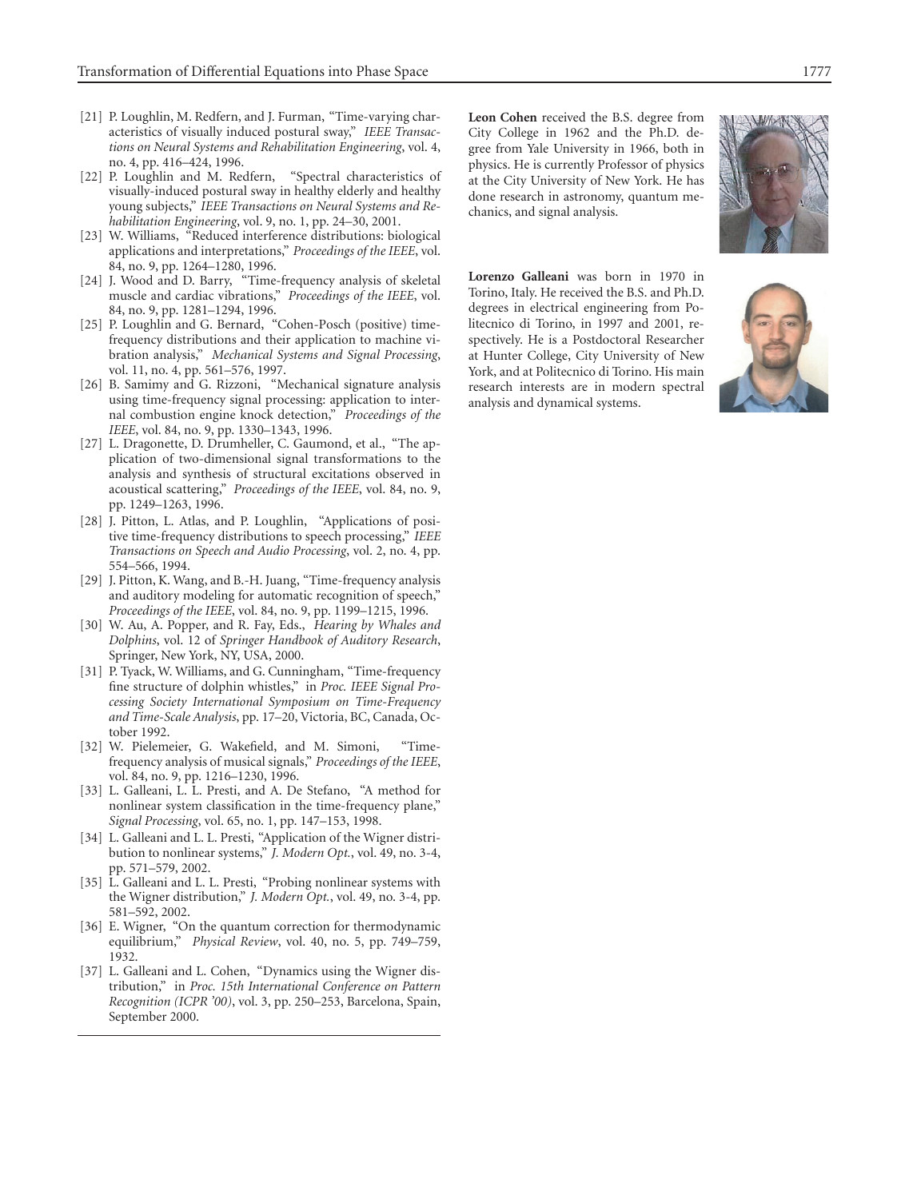[21] P. Loughlin, M. Redfern, and J. Furman, "Time-varying characteristics of visually induced postural sway," *IEEE Transactions on Neural Systems and Rehabilitation Engineering*, vol. 4, no. 4, pp. 416–424, 1996.

[22] P. Loughlin and M. Redfern, "Spectral characteristics of visually-induced postural sway in healthy elderly and healthy young subjects," *IEEE Transactions on Neural Systems and Rehabilitation Engineering*, vol. 9, no. 1, pp. 24–30, 2001.

[23] W. Williams, "Reduced interference distributions: biological applications and interpretations," *Proceedings of the IEEE*, vol. 84, no. 9, pp. 1264–1280, 1996.

[24] J. Wood and D. Barry, "Time-frequency analysis of skeletal muscle and cardiac vibrations," *Proceedings of the IEEE*, vol. 84, no. 9, pp. 1281–1294, 1996.

[25] P. Loughlin and G. Bernard, "Cohen-Posch (positive) time-frequency distributions and their application to machine vibration analysis," *Mechanical Systems and Signal Processing*, vol. 11, no. 4, pp. 561–576, 1997.

[26] B. Samimy and G. Rizzoni, "Mechanical signature analysis using time-frequency signal processing: application to internal combustion engine knock detection," *Proceedings of the IEEE*, vol. 84, no. 9, pp. 1330–1343, 1996.

[27] L. Dragonette, D. Drumheller, C. Gaumond, et al., "The application of two-dimensional signal transformations to the analysis and synthesis of structural excitations observed in acoustical scattering," *Proceedings of the IEEE*, vol. 84, no. 9, pp. 1249–1263, 1996.

[28] J. Pitton, L. Atlas, and P. Loughlin, "Applications of positive time-frequency distributions to speech processing," *IEEE Transactions on Speech and Audio Processing*, vol. 2, no. 4, pp. 554–566, 1994.

[29] J. Pitton, K. Wang, and B.-H. Juang, "Time-frequency analysis and auditory modeling for automatic recognition of speech," *Proceedings of the IEEE*, vol. 84, no. 9, pp. 1199–1215, 1996.

[30] W. Au, A. Popper, and R. Fay, Eds., *Hearing by Whales and Dolphins*, vol. 12 of *Springer Handbook of Auditory Research*, Springer, New York, NY, USA, 2000.

[31] P. Tyack, W. Williams, and G. Cunningham, "Time-frequency fine structure of dolphin whistles," in *Proc. IEEE Signal Processing Society International Symposium on Time-Frequency and Time-Scale Analysis*, pp. 17–20, Victoria, BC, Canada, October 1992.

[32] W. Pielemeier, G. Wakefield, and M. Simoni, "Time-frequency analysis of musical signals," *Proceedings of the IEEE*, vol. 84, no. 9, pp. 1216–1230, 1996.

[33] L. Galleani, L. L. Presti, and A. De Stefano, "A method for nonlinear system classification in the time-frequency plane," *Signal Processing*, vol. 65, no. 1, pp. 147–153, 1998.

[34] L. Galleani and L. L. Presti, "Application of the Wigner distribution to nonlinear systems," *J. Modern Opt.*, vol. 49, no. 3-4, pp. 571–579, 2002.

[35] L. Galleani and L. L. Presti, "Probing nonlinear systems with the Wigner distribution," *J. Modern Opt.*, vol. 49, no. 3-4, pp. 581–592, 2002.

[36] E. Wigner, "On the quantum correction for thermodynamic equilibrium," *Physical Review*, vol. 40, no. 5, pp. 749–759, 1932.

[37] L. Galleani and L. Cohen, "Dynamics using the Wigner distribution," in *Proc. 15th International Conference on Pattern Recognition (ICPR '00)*, vol. 3, pp. 250–253, Barcelona, Spain, September 2000.

**Leon Cohen** received the B.S. degree from City College in 1962 and the Ph.D. degree from Yale University in 1966, both in physics. He is currently Professor of physics at the City University of New York. He has done research in astronomy, quantum mechanics, and signal analysis.

**Lorenzo Galleani** was born in 1970 in Torino, Italy. He received the B.S. and Ph.D. degrees in electrical engineering from Politecnico di Torino, in 1997 and 2001, respectively. He is a Postdoctoral Researcher at Hunter College, City University of New York, and at Politecnico di Torino. His main research interests are in modern spectral analysis and dynamical systems.